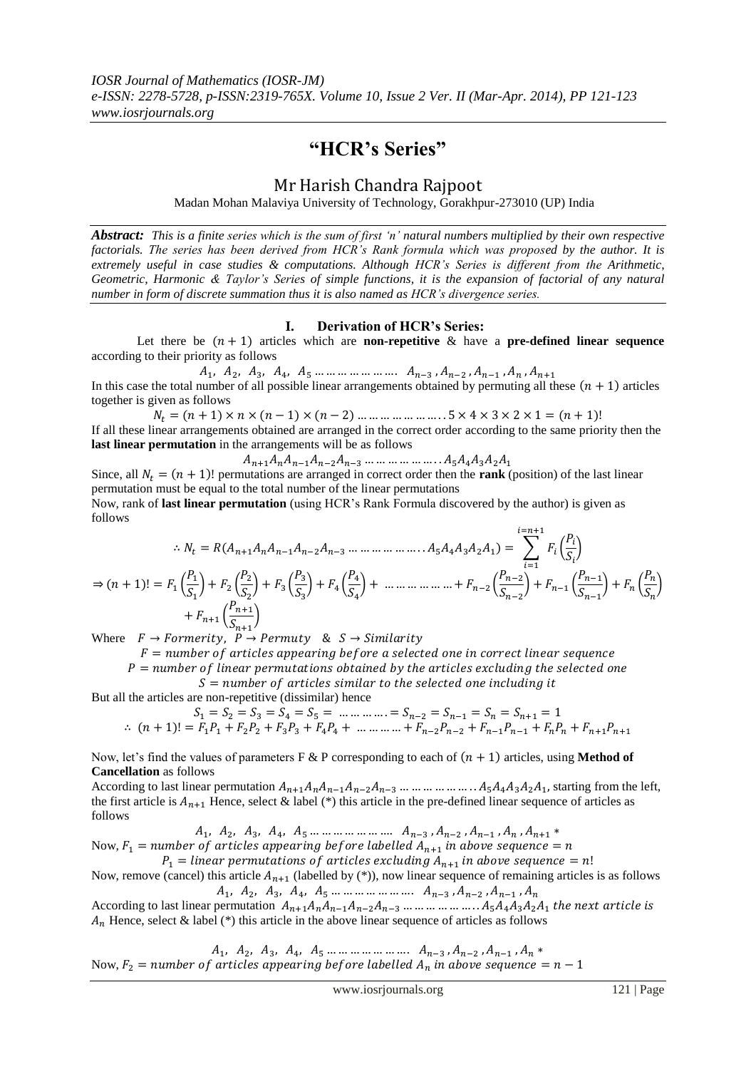# "HCR's Series"

## Mr Harish Chandra Rajpoot

Madan Mohan Malaviya University of Technology, Gorakhpur-273010 (UP) India

***Abstract:*** *This is a finite series which is the sum of first 'n' natural numbers multiplied by their own respective factorials. The series has been derived from HCR's Rank formula which was proposed by the author. It is extremely useful in case studies & computations. Although HCR's Series is different from the Arithmetic, Geometric, Harmonic & Taylor's Series of simple functions, it is the expansion of factorial of any natural number in form of discrete summation thus it is also named as HCR's divergence series.*

## I. Derivation of HCR's Series:

Let there be $(n+1)$ articles which are **non-repetitive** & have a **pre-defined linear sequence** according to their priority as follows

$$A_1,\ A_2,\ A_3,\ A_4,\ A_5 \dots\dots\dots\dots\dots\dots\dots\ A_{n-3}, A_{n-2}, A_{n-1}, A_n, A_{n+1}$$

In this case the total number of all possible linear arrangements obtained by permuting all these $(n+1)$ articles together is given as follows

$$N_t = (n+1) \times n \times (n-1) \times (n-2) \dots\dots\dots\dots\dots\dots\dots 5 \times 4 \times 3 \times 2 \times 1 = (n+1)!$$

If all these linear arrangements obtained are arranged in the correct order according to the same priority then the **last linear permutation** in the arrangements will be as follows

$$A_{n+1}A_nA_{n-1}A_{n-2}A_{n-3} \dots\dots\dots\dots\dots\dots A_5A_4A_3A_2A_1$$

Since, all $N_t = (n+1)!$ permutations are arranged in correct order then the **rank** (position) of the last linear permutation must be equal to the total number of the linear permutations

Now, rank of **last linear permutation** (using HCR's Rank Formula discovered by the author) is given as follows

$$\therefore N_t = R(A_{n+1}A_nA_{n-1}A_{n-2}A_{n-3} \dots\dots\dots\dots\dots\dots A_5A_4A_3A_2A_1) = \sum_{i=1}^{i=n+1} F_i\left(\frac{P_i}{S_i}\right)$$

$$\Rightarrow (n+1)! = F_1\left(\frac{P_1}{S_1}\right) + F_2\left(\frac{P_2}{S_2}\right) + F_3\left(\frac{P_3}{S_3}\right) + F_4\left(\frac{P_4}{S_4}\right) + \dots\dots\dots\dots\dots\dots + F_{n-2}\left(\frac{P_{n-2}}{S_{n-2}}\right) + F_{n-1}\left(\frac{P_{n-1}}{S_{n-1}}\right) + F_n\left(\frac{P_n}{S_n}\right) + F_{n+1}\left(\frac{P_{n+1}}{S_{n+1}}\right)$$

Where $F \rightarrow Formerity,\ P \rightarrow Permuty\ \ \&\ \ S \rightarrow Similarity$

$$F = number\ of\ articles\ appearing\ before\ a\ selected\ one\ in\ correct\ linear\ sequence$$

$$P = number\ of\ linear\ permutations\ obtained\ by\ the\ articles\ excluding\ the\ selected\ one$$

$$S = number\ of\ articles\ similar\ to\ the\ selected\ one\ including\ it$$

But all the articles are non-repetitive (dissimilar) hence

$$S_1 = S_2 = S_3 = S_4 = S_5 = \dots\dots\dots\dots = S_{n-2} = S_{n-1} = S_n = S_{n+1} = 1$$

$$\therefore\ (n+1)! = F_1P_1 + F_2P_2 + F_3P_3 + F_4P_4 + \dots\dots\dots\dots + F_{n-2}P_{n-2} + F_{n-1}P_{n-1} + F_nP_n + F_{n+1}P_{n+1}$$

Now, let's find the values of parameters F & P corresponding to each of $(n+1)$ articles, using **Method of Cancellation** as follows

According to last linear permutation $A_{n+1}A_nA_{n-1}A_{n-2}A_{n-3} \dots\dots\dots\dots\dots\dots A_5A_4A_3A_2A_1$, starting from the left, the first article is $A_{n+1}$ Hence, select & label (*) this article in the pre-defined linear sequence of articles as follows

$$A_1,\ A_2,\ A_3,\ A_4,\ A_5 \dots\dots\dots\dots\dots\dots\dots\ A_{n-3}, A_{n-2}, A_{n-1}, A_n, A_{n+1} *$$

Now, $F_1 = number\ of\ articles\ appearing\ before\ labelled\ A_{n+1}\ in\ above\ sequence = n$

$$P_1 = linear\ permutations\ of\ articles\ excluding\ A_{n+1}\ in\ above\ sequence = n!$$

Now, remove (cancel) this article $A_{n+1}$ (labelled by (*)), now linear sequence of remaining articles is as follows

$$A_1,\ A_2,\ A_3,\ A_4,\ A_5 \dots\dots\dots\dots\dots\dots\dots\ A_{n-3}, A_{n-2}, A_{n-1}, A_n$$

According to last linear permutation $A_{n+1}A_nA_{n-1}A_{n-2}A_{n-3} \dots\dots\dots\dots\dots\dots A_5A_4A_3A_2A_1$ *the next article is* $A_n$ Hence, select & label (*) this article in the above linear sequence of articles as follows

$$A_1,\ A_2,\ A_3,\ A_4,\ A_5 \dots\dots\dots\dots\dots\dots\dots\ A_{n-3}, A_{n-2}, A_{n-1}, A_n *$$

Now, $F_2 = number\ of\ articles\ appearing\ before\ labelled\ A_n\ in\ above\ sequence = n-1$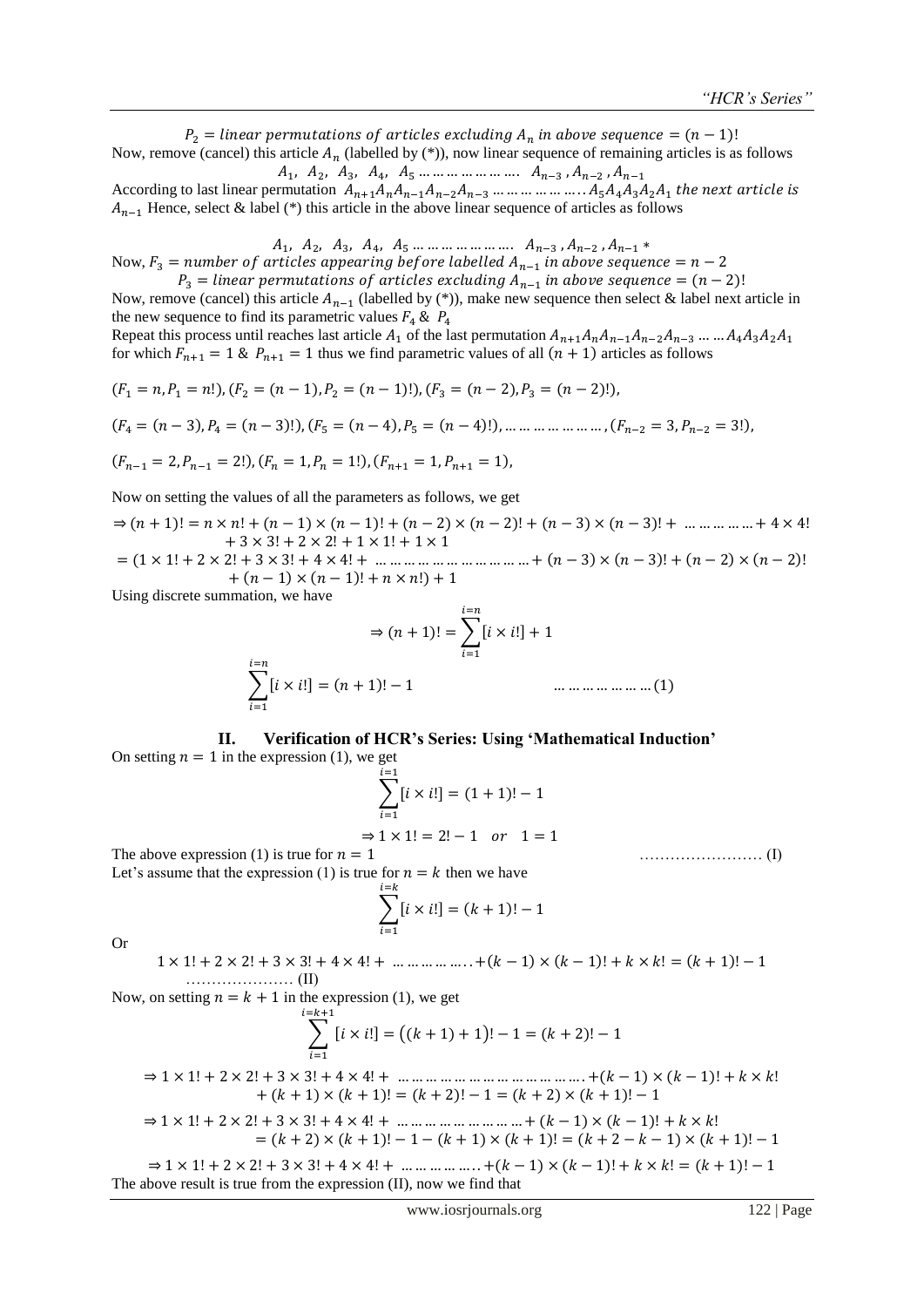$P_2 = linear\ permutations\ of\ articles\ excluding\ A_n\ in\ above\ sequence = (n-1)!$

Now, remove (cancel) this article $A_n$ (labelled by (*)), now linear sequence of remaining articles is as follows

$$A_1,\ A_2,\ A_3,\ A_4,\ A_5 \ldots\ldots\ldots\ldots\ldots\ldots\ldots.\ A_{n-3}, A_{n-2}, A_{n-1}$$

According to last linear permutation $A_{n+1}A_nA_{n-1}A_{n-2}A_{n-3}\ldots\ldots\ldots\ldots\ldots\ldots..A_5A_4A_3A_2A_1$ *the next article is* $A_{n-1}$ Hence, select & label (*) this article in the above linear sequence of articles as follows

$$A_1,\ A_2,\ A_3,\ A_4,\ A_5 \ldots\ldots\ldots\ldots\ldots\ldots\ldots.\ A_{n-3}, A_{n-2}, A_{n-1} *$$

Now, $F_3 = number\ of\ articles\ appearing\ before\ labelled\ A_{n-1}\ in\ above\ sequence = n-2$

$P_3 = linear\ permutations\ of\ articles\ excluding\ A_{n-1}\ in\ above\ sequence = (n-2)!$

Now, remove (cancel) this article $A_{n-1}$ (labelled by (*)), make new sequence then select & label next article in the new sequence to find its parametric values $F_4$ & $P_4$

Repeat this process until reaches last article $A_1$ of the last permutation $A_{n+1}A_nA_{n-1}A_{n-2}A_{n-3}\ldots\ldots A_4A_3A_2A_1$ for which $F_{n+1} = 1$ & $P_{n+1} = 1$ thus we find parametric values of all $(n+1)$ articles as follows

$$(F_1 = n, P_1 = n!), (F_2 = (n-1), P_2 = (n-1)!), (F_3 = (n-2), P_3 = (n-2)!),$$

$$(F_4 = (n-3), P_4 = (n-3)!), (F_5 = (n-4), P_5 = (n-4)!), \ldots\ldots\ldots\ldots\ldots\ldots, (F_{n-2} = 3, P_{n-2} = 3!),$$

$$(F_{n-1} = 2, P_{n-1} = 2!), (F_n = 1, P_n = 1!), (F_{n+1} = 1, P_{n+1} = 1),$$

Now on setting the values of all the parameters as follows, we get

$$\Rightarrow (n+1)! = n \times n! + (n-1) \times (n-1)! + (n-2) \times (n-2)! + (n-3) \times (n-3)! + \ \ldots\ldots\ldots\ldots\ldots + 4 \times 4! + 3 \times 3! + 2 \times 2! + 1 \times 1! + 1 \times 1$$

$$= (1 \times 1! + 2 \times 2! + 3 \times 3! + 4 \times 4! + \ \ldots\ldots\ldots\ldots\ldots\ldots\ldots\ldots\ldots\ldots + (n-3) \times (n-3)! + (n-2) \times (n-2)! + (n-1) \times (n-1)! + n \times n!) + 1$$

Using discrete summation, we have

$$\Rightarrow (n+1)! = \sum_{i=1}^{i=n} [i \times i!] + 1$$

$$\sum_{i=1}^{i=n} [i \times i!] = (n+1)! - 1 \qquad \ldots\ldots\ldots\ldots\ldots\ldots (1)$$

## II. Verification of HCR's Series: Using 'Mathematical Induction'

On setting $n = 1$ in the expression (1), we get

$$\sum_{i=1}^{i=1} [i \times i!] = (1+1)! - 1$$

$$\Rightarrow 1 \times 1! = 2! - 1 \quad or \quad 1 = 1$$

The above expression (1) is true for $n = 1$ …………………… (I)

Let's assume that the expression (1) is true for $n = k$ then we have

$$\sum_{i=1}^{i=k} [i \times i!] = (k+1)! - 1$$

Or

$$1 \times 1! + 2 \times 2! + 3 \times 3! + 4 \times 4! + \ \ldots\ldots\ldots\ldots\ldots..+(k-1) \times (k-1)! + k \times k! = (k+1)! - 1$$

………………… (II)

Now, on setting $n = k+1$ in the expression (1), we get

$$\sum_{i=1}^{i=k+1} [i \times i!] = \big((k+1)+1\big)! - 1 = (k+2)! - 1$$

$$\Rightarrow 1 \times 1! + 2 \times 2! + 3 \times 3! + 4 \times 4! + \ \ldots\ldots\ldots\ldots\ldots\ldots\ldots\ldots\ldots\ldots\ldots.+(k-1) \times (k-1)! + k \times k! + (k+1) \times (k+1)! = (k+2)! - 1 = (k+2) \times (k+1)! - 1$$

$$\Rightarrow 1 \times 1! + 2 \times 2! + 3 \times 3! + 4 \times 4! + \ \ldots\ldots\ldots\ldots\ldots\ldots\ldots\ldots + (k-1) \times (k-1)! + k \times k! = (k+2) \times (k+1)! - 1 - (k+1) \times (k+1)! = (k+2-k-1) \times (k+1)! - 1$$

$$\Rightarrow 1 \times 1! + 2 \times 2! + 3 \times 3! + 4 \times 4! + \ \ldots\ldots\ldots\ldots\ldots..+(k-1) \times (k-1)! + k \times k! = (k+1)! - 1$$

The above result is true from the expression (II), now we find that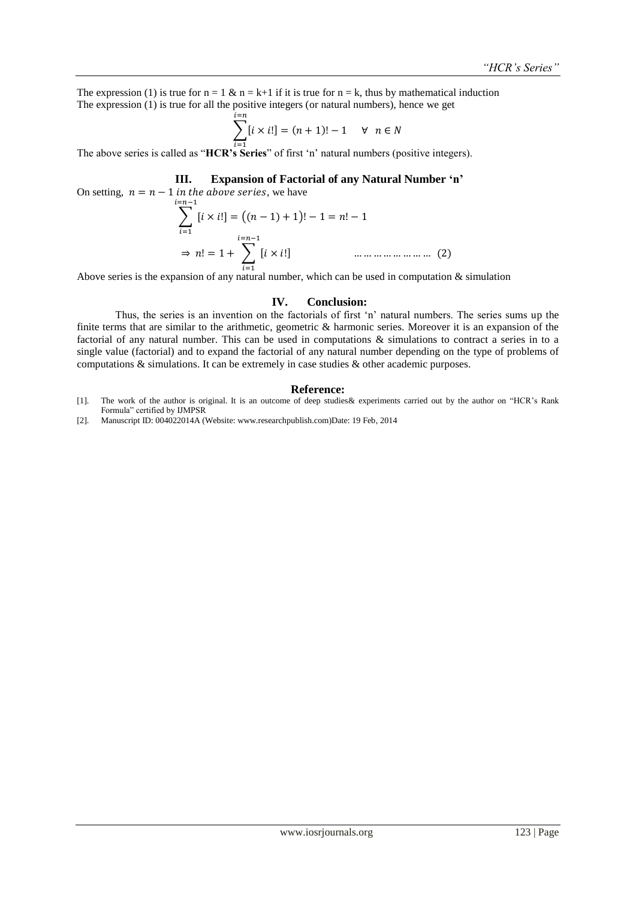The expression (1) is true for n = 1 & n = k+1 if it is true for n = k, thus by mathematical induction
The expression (1) is true for all the positive integers (or natural numbers), hence we get

$$\sum_{i=1}^{i=n} [i \times i!] = (n+1)! - 1 \quad \forall \; n \in N$$

The above series is called as "**HCR's Series**" of first 'n' natural numbers (positive integers).

## III. Expansion of Factorial of any Natural Number 'n'

On setting, $n = n - 1$ *in the above series*, we have

$$\sum_{i=1}^{i=n-1} [i \times i!] = \big((n-1)+1\big)! - 1 = n! - 1$$

$$\Rightarrow \; n! = 1 + \sum_{i=1}^{i=n-1} [i \times i!] \quad \ldots\ldots\ldots\ldots\ldots\ldots\ldots \; (2)$$

Above series is the expansion of any natural number, which can be used in computation & simulation

## IV. Conclusion:

Thus, the series is an invention on the factorials of first 'n' natural numbers. The series sums up the finite terms that are similar to the arithmetic, geometric & harmonic series. Moreover it is an expansion of the factorial of any natural number. This can be used in computations & simulations to contract a series in to a single value (factorial) and to expand the factorial of any natural number depending on the type of problems of computations & simulations. It can be extremely in case studies & other academic purposes.

## Reference:

[1]. The work of the author is original. It is an outcome of deep studies& experiments carried out by the author on "HCR's Rank Formula" certified by IJMPSR

[2]. Manuscript ID: 004022014A (Website: www.researchpublish.com)Date: 19 Feb, 2014